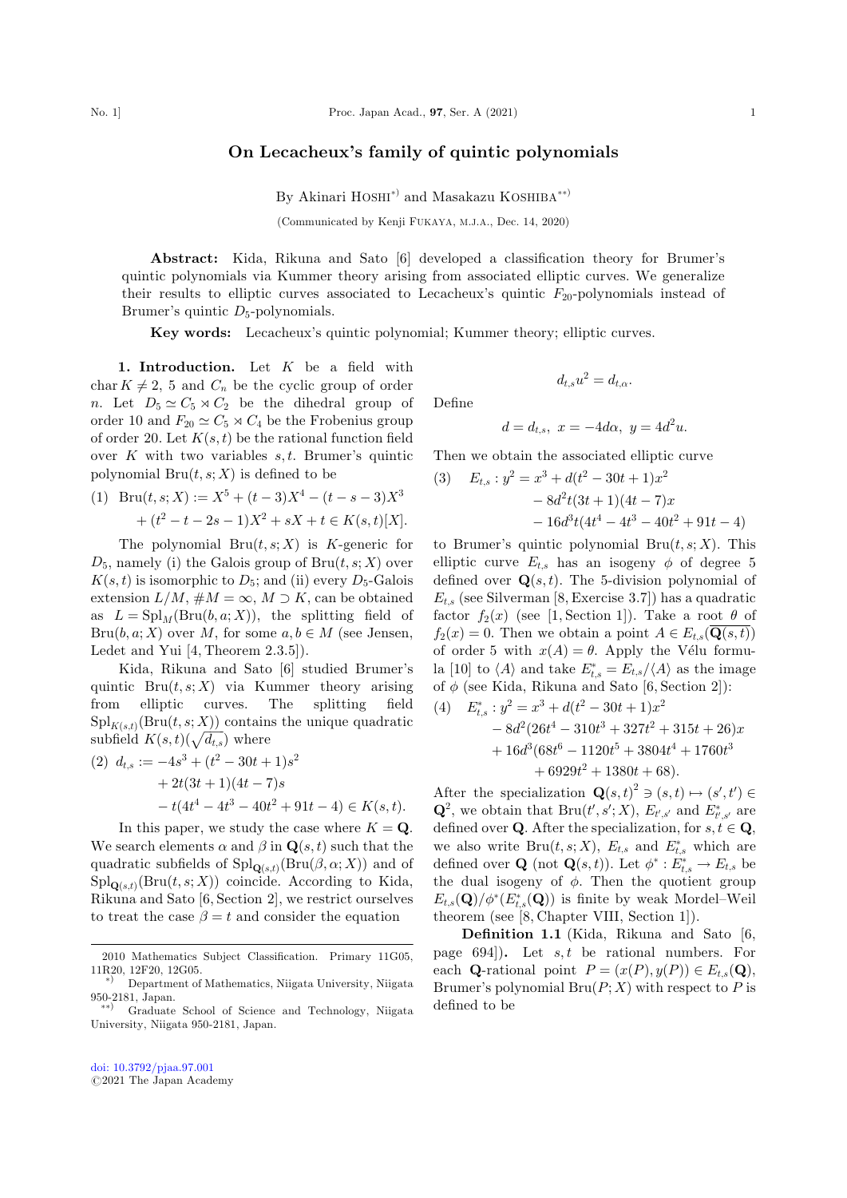# On Lecacheux's family of quintic polynomials

By Akinari Hoshi[*)] and Masakazu Koshiba[**)]

(Communicated by Kenji Fukaya, m.j.a., Dec. 14, 2020)

**Abstract:** Kida, Rikuna and Sato [6] developed a classification theory for Brumer's quintic polynomials via Kummer theory arising from associated elliptic curves. We generalize their results to elliptic curves associated to Lecacheux's quintic $F_{20}$-polynomials instead of Brumer's quintic $D_5$-polynomials.

**Key words:** Lecacheux's quintic polynomial; Kummer theory; elliptic curves.

**1. Introduction.** Let $K$ be a field with $\mathrm{char}\, K \neq 2,\ 5$ and $C_n$ be the cyclic group of order $n$. Let $D_5 \simeq C_5 \rtimes C_2$ be the dihedral group of order 10 and $F_{20} \simeq C_5 \rtimes C_4$ be the Frobenius group of order 20. Let $K(s,t)$ be the rational function field over $K$ with two variables $s, t$. Brumer's quintic polynomial $\mathrm{Bru}(t,s;X)$ is defined to be

$$\begin{aligned}(1)\quad \mathrm{Bru}(t,s;X) &:= X^5 + (t-3)X^4 - (t-s-3)X^3 \\ &+ (t^2 - t - 2s - 1)X^2 + sX + t \in K(s,t)[X].\end{aligned}$$

The polynomial $\mathrm{Bru}(t,s;X)$ is $K$-generic for $D_5$, namely (i) the Galois group of $\mathrm{Bru}(t,s;X)$ over $K(s,t)$ is isomorphic to $D_5$; and (ii) every $D_5$-Galois extension $L/M$, $\#M = \infty$, $M \supset K$, can be obtained as $L = \mathrm{Spl}_M(\mathrm{Bru}(b,a;X))$, the splitting field of $\mathrm{Bru}(b,a;X)$ over $M$, for some $a, b \in M$ (see Jensen, Ledet and Yui [4, Theorem 2.3.5]).

Kida, Rikuna and Sato [6] studied Brumer's quintic $\mathrm{Bru}(t,s;X)$ via Kummer theory arising from elliptic curves. The splitting field $\mathrm{Spl}_{K(s,t)}(\mathrm{Bru}(t,s;X))$ contains the unique quadratic subfield $K(s,t)(\sqrt{d_{t,s}})$ where

$$\begin{aligned}(2)\quad d_{t,s} &:= -4s^3 + (t^2 - 30t + 1)s^2 \\ &+ 2t(3t+1)(4t-7)s \\ &- t(4t^4 - 4t^3 - 40t^2 + 91t - 4) \in K(s,t).\end{aligned}$$

In this paper, we study the case where $K = \mathbf{Q}$. We search elements $\alpha$ and $\beta$ in $\mathbf{Q}(s,t)$ such that the quadratic subfields of $\mathrm{Spl}_{\mathbf{Q}(s,t)}(\mathrm{Bru}(\beta,\alpha;X))$ and of $\mathrm{Spl}_{\mathbf{Q}(s,t)}(\mathrm{Bru}(t,s;X))$ coincide. According to Kida, Rikuna and Sato [6, Section 2], we restrict ourselves to treat the case $\beta = t$ and consider the equation

$$d_{t,s}u^2 = d_{t,\alpha}.$$

Define

$$d = d_{t,s},\ x = -4d\alpha,\ y = 4d^2u.$$

Then we obtain the associated elliptic curve

$$\begin{aligned}(3)\quad E_{t,s} : y^2 &= x^3 + d(t^2 - 30t + 1)x^2 \\ &- 8d^2t(3t+1)(4t-7)x \\ &- 16d^3t(4t^4 - 4t^3 - 40t^2 + 91t - 4)\end{aligned}$$

to Brumer's quintic polynomial $\mathrm{Bru}(t,s;X)$. This elliptic curve $E_{t,s}$ has an isogeny $\phi$ of degree 5 defined over $\mathbf{Q}(s,t)$. The 5-division polynomial of $E_{t,s}$ (see Silverman [8, Exercise 3.7]) has a quadratic factor $f_2(x)$ (see [1, Section 1]). Take a root $\theta$ of $f_2(x) = 0$. Then we obtain a point $A \in E_{t,s}(\overline{\mathbf{Q}(s,t)})$ of order 5 with $x(A) = \theta$. Apply the Vélu formula [10] to $\langle A \rangle$ and take $E^*_{t,s} = E_{t,s}/\langle A \rangle$ as the image of $\phi$ (see Kida, Rikuna and Sato [6, Section 2]):

$$\begin{aligned}(4)\quad E^*_{t,s} : y^2 &= x^3 + d(t^2 - 30t + 1)x^2 \\ &- 8d^2(26t^4 - 310t^3 + 327t^2 + 315t + 26)x \\ &+ 16d^3(68t^6 - 1120t^5 + 3804t^4 + 1760t^3 \\ &+ 6929t^2 + 1380t + 68).\end{aligned}$$

After the specialization $\mathbf{Q}(s,t)^2 \ni (s,t) \mapsto (s',t') \in \mathbf{Q}^2$, we obtain that $\mathrm{Bru}(t',s';X)$, $E_{t',s'}$ and $E^*_{t',s'}$ are defined over $\mathbf{Q}$. After the specialization, for $s, t \in \mathbf{Q}$, we also write $\mathrm{Bru}(t,s;X)$, $E_{t,s}$ and $E^*_{t,s}$ which are defined over $\mathbf{Q}$ (not $\mathbf{Q}(s,t)$). Let $\phi^* : E^*_{t,s} \to E_{t,s}$ be the dual isogeny of $\phi$. Then the quotient group $E_{t,s}(\mathbf{Q})/\phi^*(E^*_{t,s}(\mathbf{Q}))$ is finite by weak Mordell–Weil theorem (see [8, Chapter VIII, Section 1]).

**Definition 1.1** (Kida, Rikuna and Sato [6, page 694]). Let $s, t$ be rational numbers. For each $\mathbf{Q}$-rational point $P = (x(P), y(P)) \in E_{t,s}(\mathbf{Q})$, Brumer's polynomial $\mathrm{Bru}(P;X)$ with respect to $P$ is defined to be

---

2010 Mathematics Subject Classification. Primary 11G05, 11R20, 12F20, 12G05.

*) Department of Mathematics, Niigata University, Niigata 950-2181, Japan.

**) Graduate School of Science and Technology, Niigata University, Niigata 950-2181, Japan.

doi: 10.3792/pjaa.97.001
©2021 The Japan Academy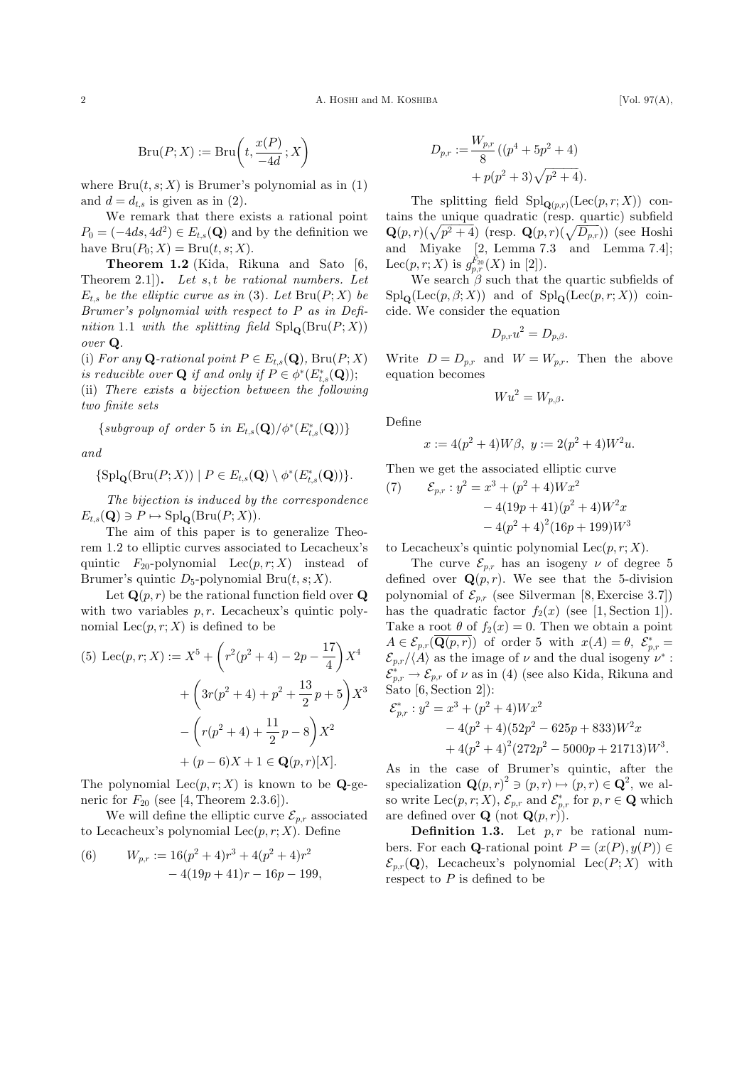$$\mathrm{Bru}(P;X) := \mathrm{Bru}\left(t, \frac{x(P)}{-4d}; X\right)$$

where $\mathrm{Bru}(t,s;X)$ is Brumer's polynomial as in (1) and $d = d_{t,s}$ is given as in (2).

We remark that there exists a rational point $P_0 = (-4ds, 4d^2) \in E_{t,s}(\mathbf{Q})$ and by the definition we have $\mathrm{Bru}(P_0; X) = \mathrm{Bru}(t,s;X)$.

**Theorem 1.2** (Kida, Rikuna and Sato [6, Theorem 2.1])**.** *Let $s, t$ be rational numbers. Let $E_{t,s}$ be the elliptic curve as in* (3)*. Let $\mathrm{Bru}(P;X)$ be Brumer's polynomial with respect to $P$ as in Definition* 1.1 *with the splitting field $\mathrm{Spl}_{\mathbf{Q}}(\mathrm{Bru}(P;X))$ over $\mathbf{Q}$.*

(i) *For any $\mathbf{Q}$-rational point $P \in E_{t,s}(\mathbf{Q})$, $\mathrm{Bru}(P;X)$ is reducible over $\mathbf{Q}$ if and only if $P \in \phi^*(E^*_{t,s}(\mathbf{Q}))$;*

(ii) *There exists a bijection between the following two finite sets*

$$\{\text{subgroup of order 5 in } E_{t,s}(\mathbf{Q})/\phi^*(E^*_{t,s}(\mathbf{Q}))\}$$

*and*

$$\{\mathrm{Spl}_{\mathbf{Q}}(\mathrm{Bru}(P;X)) \mid P \in E_{t,s}(\mathbf{Q}) \setminus \phi^*(E^*_{t,s}(\mathbf{Q}))\}.$$

*The bijection is induced by the correspondence $E_{t,s}(\mathbf{Q}) \ni P \mapsto \mathrm{Spl}_{\mathbf{Q}}(\mathrm{Bru}(P;X))$.*

The aim of this paper is to generalize Theorem 1.2 to elliptic curves associated to Lecacheux's quintic $F_{20}$-polynomial $\mathrm{Lec}(p,r;X)$ instead of Brumer's quintic $D_5$-polynomial $\mathrm{Bru}(t,s;X)$.

Let $\mathbf{Q}(p,r)$ be the rational function field over $\mathbf{Q}$ with two variables $p, r$. Lecacheux's quintic polynomial $\mathrm{Lec}(p,r;X)$ is defined to be

$$\begin{aligned}(5)\quad \mathrm{Lec}(p,r;X) := X^5 &+ \left(r^2(p^2+4) - 2p - \frac{17}{4}\right)X^4 \\ &+ \left(3r(p^2+4) + p^2 + \frac{13}{2}p + 5\right)X^3 \\ &- \left(r(p^2+4) + \frac{11}{2}p - 8\right)X^2 \\ &+ (p-6)X + 1 \in \mathbf{Q}(p,r)[X].\end{aligned}$$

The polynomial $\mathrm{Lec}(p,r;X)$ is known to be $\mathbf{Q}$-generic for $F_{20}$ (see [4, Theorem 2.3.6]).

We will define the elliptic curve $\mathcal{E}_{p,r}$ associated to Lecacheux's polynomial $\mathrm{Lec}(p,r;X)$. Define

$$\begin{aligned}(6)\qquad W_{p,r} := 16(p^2+4)r^3 &+ 4(p^2+4)r^2 \\ &- 4(19p+41)r - 16p - 199,\end{aligned}$$

$$\begin{aligned}D_{p,r} := \frac{W_{p,r}}{8}\,&((p^4+5p^2+4) \\ &+ p(p^2+3)\sqrt{p^2+4}).\end{aligned}$$

The splitting field $\mathrm{Spl}_{\mathbf{Q}(p,r)}(\mathrm{Lec}(p,r;X))$ contains the unique quadratic (resp. quartic) subfield $\mathbf{Q}(p,r)(\sqrt{p^2+4})$ (resp. $\mathbf{Q}(p,r)(\sqrt{D_{p,r}})$) (see Hoshi and Miyake [2, Lemma 7.3 and Lemma 7.4]; $\mathrm{Lec}(p,r;X)$ is $g^{F_{20}}_{p,r}(X)$ in [2]).

We search $\beta$ such that the quartic subfields of $\mathrm{Spl}_{\mathbf{Q}}(\mathrm{Lec}(p,\beta;X))$ and of $\mathrm{Spl}_{\mathbf{Q}}(\mathrm{Lec}(p,r;X))$ coincide. We consider the equation

$$D_{p,r}u^2 = D_{p,\beta}.$$

Write $D = D_{p,r}$ and $W = W_{p,r}$. Then the above equation becomes

$$Wu^2 = W_{p,\beta}.$$

Define

$$x := 4(p^2+4)W\beta, \ y := 2(p^2+4)W^2u.$$

Then we get the associated elliptic curve

$$\begin{aligned}(7)\qquad \mathcal{E}_{p,r} : y^2 = x^3 &+ (p^2+4)Wx^2 \\ &- 4(19p+41)(p^2+4)W^2x \\ &- 4(p^2+4)^2(16p+199)W^3\end{aligned}$$

to Lecacheux's quintic polynomial $\mathrm{Lec}(p,r;X)$.

The curve $\mathcal{E}_{p,r}$ has an isogeny $\nu$ of degree 5 defined over $\mathbf{Q}(p,r)$. We see that the 5-division polynomial of $\mathcal{E}_{p,r}$ (see Silverman [8, Exercise 3.7]) has the quadratic factor $f_2(x)$ (see [1, Section 1]). Take a root $\theta$ of $f_2(x) = 0$. Then we obtain a point $A \in \mathcal{E}_{p,r}(\overline{\mathbf{Q}(p,r)})$ of order 5 with $x(A) = \theta$, $\mathcal{E}^*_{p,r} = \mathcal{E}_{p,r}/\langle A\rangle$ as the image of $\nu$ and the dual isogeny $\nu^* : \mathcal{E}^*_{p,r} \to \mathcal{E}_{p,r}$ of $\nu$ as in (4) (see also Kida, Rikuna and Sato [6, Section 2]):

$$\begin{aligned}\mathcal{E}^*_{p,r} : y^2 = x^3 &+ (p^2+4)Wx^2 \\ &- 4(p^2+4)(52p^2 - 625p + 833)W^2x \\ &+ 4(p^2+4)^2(272p^2 - 5000p + 21713)W^3.\end{aligned}$$

As in the case of Brumer's quintic, after the specialization $\mathbf{Q}(p,r)^2 \ni (p,r) \mapsto (p,r) \in \mathbf{Q}^2$, we also write $\mathrm{Lec}(p,r;X)$, $\mathcal{E}_{p,r}$ and $\mathcal{E}^*_{p,r}$ for $p, r \in \mathbf{Q}$ which are defined over $\mathbf{Q}$ (not $\mathbf{Q}(p,r)$).

**Definition 1.3.** Let $p, r$ be rational numbers. For each $\mathbf{Q}$-rational point $P = (x(P), y(P)) \in \mathcal{E}_{p,r}(\mathbf{Q})$, Lecacheux's polynomial $\mathrm{Lec}(P;X)$ with respect to $P$ is defined to be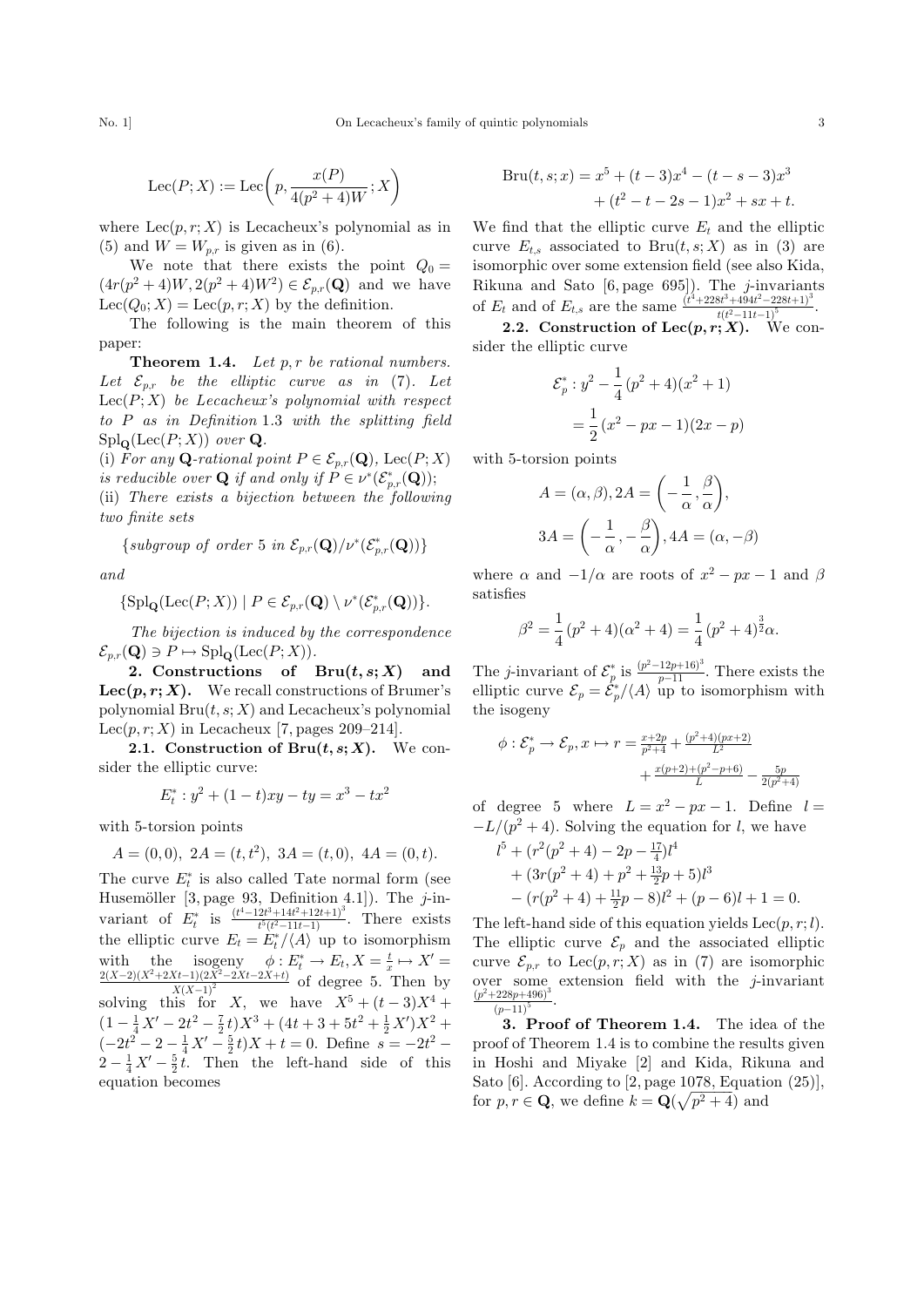$$\mathrm{Lec}(P;X) := \mathrm{Lec}\left(p, \frac{x(P)}{4(p^2+4)W}; X\right)$$

where $\mathrm{Lec}(p,r;X)$ is Lecacheux's polynomial as in (5) and $W = W_{p,r}$ is given as in (6).

We note that there exists the point $Q_0 = (4r(p^2+4)W, 2(p^2+4)W^2) \in \mathcal{E}_{p,r}(\mathbf{Q})$ and we have $\mathrm{Lec}(Q_0;X) = \mathrm{Lec}(p,r;X)$ by the definition.

The following is the main theorem of this paper:

**Theorem 1.4.** *Let $p, r$ be rational numbers. Let $\mathcal{E}_{p,r}$ be the elliptic curve as in* (7). *Let $\mathrm{Lec}(P;X)$ be Lecacheux's polynomial with respect to $P$ as in Definition* 1.3 *with the splitting field $\mathrm{Spl}_{\mathbf{Q}}(\mathrm{Lec}(P;X))$ over $\mathbf{Q}$.*

*(i) For any $\mathbf{Q}$-rational point $P \in \mathcal{E}_{p,r}(\mathbf{Q})$, $\mathrm{Lec}(P;X)$ is reducible over $\mathbf{Q}$ if and only if $P \in \nu^*(\mathcal{E}^*_{p,r}(\mathbf{Q}))$;*

*(ii) There exists a bijection between the following two finite sets*

$$\{\textit{subgroup of order 5 in } \mathcal{E}_{p,r}(\mathbf{Q})/\nu^*(\mathcal{E}^*_{p,r}(\mathbf{Q}))\}$$

*and*

$$\{\mathrm{Spl}_{\mathbf{Q}}(\mathrm{Lec}(P;X)) \mid P \in \mathcal{E}_{p,r}(\mathbf{Q}) \setminus \nu^*(\mathcal{E}^*_{p,r}(\mathbf{Q}))\}.$$

*The bijection is induced by the correspondence $\mathcal{E}_{p,r}(\mathbf{Q}) \ni P \mapsto \mathrm{Spl}_{\mathbf{Q}}(\mathrm{Lec}(P;X))$.*

## 2. Constructions of $\mathrm{Bru}(t,s;X)$ and $\mathrm{Lec}(p,r;X)$.

We recall constructions of Brumer's polynomial $\mathrm{Bru}(t,s;X)$ and Lecacheux's polynomial $\mathrm{Lec}(p,r;X)$ in Lecacheux [7, pages 209–214].

### 2.1. Construction of $\mathrm{Bru}(t,s;X)$.

We consider the elliptic curve:

$$E^*_t : y^2 + (1-t)xy - ty = x^3 - tx^2$$

with 5-torsion points

$$A = (0,0),\ 2A = (t,t^2),\ 3A = (t,0),\ 4A = (0,t).$$

The curve $E^*_t$ is also called Tate normal form (see Husemöller [3, page 93, Definition 4.1]). The $j$-invariant of $E^*_t$ is $\frac{(t^4-12t^3+14t^2+12t+1)^3}{t^5(t^2-11t-1)}$. There exists the elliptic curve $E_t = E^*_t/\langle A\rangle$ up to isomorphism with the isogeny $\phi : E^*_t \to E_t, X = \frac{t}{x} \mapsto X' = \frac{2(X-2)(X^2+2Xt-1)(2X^2-2Xt-2X+t)}{X(X-1)^2}$ of degree 5. Then by solving this for $X$, we have $X^5 + (t-3)X^4 + (1 - \frac{1}{4}X' - 2t^2 - \frac{7}{2}t)X^3 + (4t + 3 + 5t^2 + \frac{1}{2}X')X^2 + (-2t^2 - 2 - \frac{1}{4}X' - \frac{5}{2}t)X + t = 0$. Define $s = -2t^2 - 2 - \frac{1}{4}X' - \frac{5}{2}t$. Then the left-hand side of this equation becomes

$$\begin{aligned}\mathrm{Bru}(t,s;x) = x^5 &+ (t-3)x^4 - (t-s-3)x^3 \\ &+ (t^2 - t - 2s - 1)x^2 + sx + t.\end{aligned}$$

We find that the elliptic curve $E_t$ and the elliptic curve $E_{t,s}$ associated to $\mathrm{Bru}(t,s;X)$ as in (3) are isomorphic over some extension field (see also Kida, Rikuna and Sato [6, page 695]). The $j$-invariants of $E_t$ and of $E_{t,s}$ are the same $\frac{(t^4+228t^3+494t^2-228t+1)^3}{t(t^2-11t-1)^5}$.

### 2.2. Construction of $\mathrm{Lec}(p,r;X)$.

We consider the elliptic curve

$$\begin{aligned}\mathcal{E}^*_p : y^2 - \frac{1}{4}(p^2+4)(x^2+1) \\ = \frac{1}{2}(x^2 - px - 1)(2x - p)\end{aligned}$$

with 5-torsion points

$$A = (\alpha,\beta), 2A = \left(-\frac{1}{\alpha}, \frac{\beta}{\alpha}\right),$$
$$3A = \left(-\frac{1}{\alpha}, -\frac{\beta}{\alpha}\right), 4A = (\alpha, -\beta)$$

where $\alpha$ and $-1/\alpha$ are roots of $x^2 - px - 1$ and $\beta$ satisfies

$$\beta^2 = \frac{1}{4}(p^2+4)(\alpha^2+4) = \frac{1}{4}(p^2+4)^{\frac{3}{2}}\alpha.$$

The $j$-invariant of $\mathcal{E}^*_p$ is $\frac{(p^2-12p+16)^3}{p-11}$. There exists the elliptic curve $\mathcal{E}_p = \mathcal{E}^*_p/\langle A\rangle$ up to isomorphism with the isogeny

$$\begin{aligned}\phi : \mathcal{E}^*_p \to \mathcal{E}_p, x \mapsto r = \tfrac{x+2p}{p^2+4} + \tfrac{(p^2+4)(px+2)}{L^2} \\ + \tfrac{x(p+2)+(p^2-p+6)}{L} - \tfrac{5p}{2(p^2+4)}\end{aligned}$$

of degree 5 where $L = x^2 - px - 1$. Define $l = -L/(p^2+4)$. Solving the equation for $l$, we have

$$\begin{aligned}l^5 &+ (r^2(p^2+4) - 2p - \tfrac{17}{4})l^4 \\ &+ (3r(p^2+4) + p^2 + \tfrac{13}{2}p + 5)l^3 \\ &- (r(p^2+4) + \tfrac{11}{2}p - 8)l^2 + (p-6)l + 1 = 0.\end{aligned}$$

The left-hand side of this equation yields $\mathrm{Lec}(p,r;l)$. The elliptic curve $\mathcal{E}_p$ and the associated elliptic curve $\mathcal{E}_{p,r}$ to $\mathrm{Lec}(p,r;X)$ as in (7) are isomorphic over some extension field with the $j$-invariant $\frac{(p^2+228p+496)^3}{(p-11)^5}$.

## 3. Proof of Theorem 1.4.

The idea of the proof of Theorem 1.4 is to combine the results given in Hoshi and Miyake [2] and Kida, Rikuna and Sato [6]. According to [2, page 1078, Equation (25)], for $p, r \in \mathbf{Q}$, we define $k = \mathbf{Q}(\sqrt{p^2+4})$ and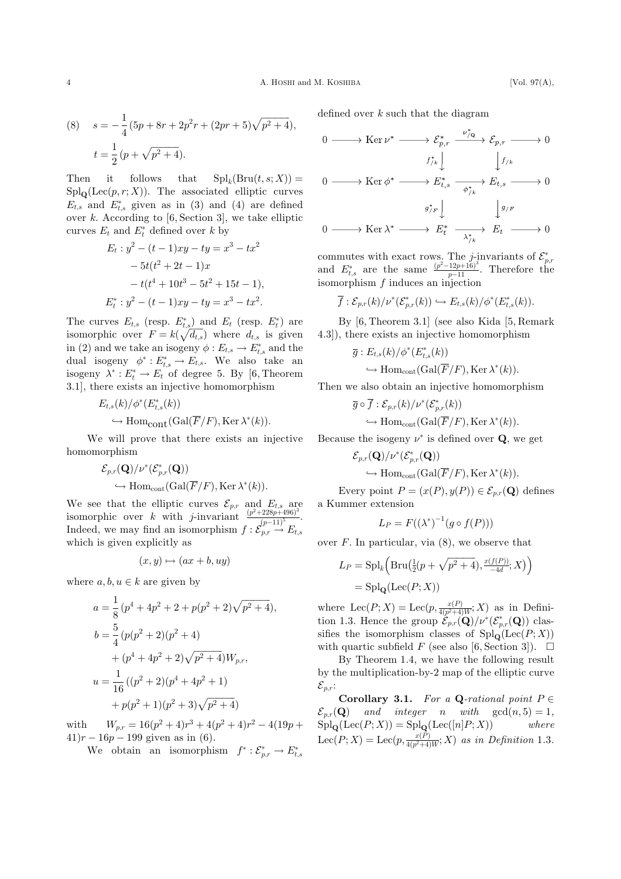$$(8)\quad s = -\frac{1}{4}(5p + 8r + 2p^2 r + (2pr + 5)\sqrt{p^2+4}),$$
$$t = \frac{1}{2}(p + \sqrt{p^2+4}).$$

Then it follows that $\mathrm{Spl}_k(\mathrm{Bru}(t,s;X)) = \mathrm{Spl}_{\mathbf{Q}}(\mathrm{Lec}(p,r;X))$. The associated elliptic curves $E_{t,s}$ and $E_{t,s}^*$ given as in (3) and (4) are defined over $k$. According to [6, Section 3], we take elliptic curves $E_t$ and $E_t^*$ defined over $k$ by

$$\begin{aligned}
E_t : y^2 - (t-1)xy - ty &= x^3 - tx^2 \\
&\quad - 5t(t^2 + 2t - 1)x \\
&\quad - t(t^4 + 10t^3 - 5t^2 + 15t - 1), \\
E_t^* : y^2 - (t-1)xy - ty &= x^3 - tx^2.
\end{aligned}$$

The curves $E_{t,s}$ (resp. $E_{t,s}^*$) and $E_t$ (resp. $E_t^*$) are isomorphic over $F = k(\sqrt{d_{t,s}})$ where $d_{t,s}$ is given in (2) and we take an isogeny $\phi : E_{t,s} \to E_{t,s}^*$ and the dual isogeny $\phi^* : E_{t,s}^* \to E_{t,s}$. We also take an isogeny $\lambda^* : E_t^* \to E_t$ of degree 5. By [6, Theorem 3.1], there exists an injective homomorphism

$$E_{t,s}(k)/\phi^*(E_{t,s}^*(k)) \hookrightarrow \mathrm{Hom}_{\mathrm{cont}}(\mathrm{Gal}(\overline{F}/F), \mathrm{Ker}\,\lambda^*(k)).$$

We will prove that there exists an injective homomorphism

$$\mathcal{E}_{p,r}(\mathbf{Q})/\nu^*(\mathcal{E}_{p,r}^*(\mathbf{Q})) \hookrightarrow \mathrm{Hom}_{\mathrm{cont}}(\mathrm{Gal}(\overline{F}/F), \mathrm{Ker}\,\lambda^*(k)).$$

We see that the elliptic curves $\mathcal{E}_{p,r}$ and $E_{t,s}$ are isomorphic over $k$ with $j$-invariant $\frac{(p^2+228p+496)^3}{(p-11)^5}$. Indeed, we may find an isomorphism $f : \mathcal{E}_{p,r} \to E_{t,s}$ which is given explicitly as

$$(x,y) \mapsto (ax + b, uy)$$

where $a, b, u \in k$ are given by

$$\begin{aligned}
a &= \frac{1}{8}(p^4 + 4p^2 + 2 + p(p^2+2)\sqrt{p^2+4}), \\
b &= \frac{5}{4}(p(p^2+2)(p^2+4) \\
&\quad + (p^4 + 4p^2 + 2)\sqrt{p^2+4})W_{p,r}, \\
u &= \frac{1}{16}((p^2+2)(p^4+4p^2+1) \\
&\quad + p(p^2+1)(p^2+3)\sqrt{p^2+4})
\end{aligned}$$

with $W_{p,r} = 16(p^2+4)r^3 + 4(p^2+4)r^2 - 4(19p + 41)r - 16p - 199$ given as in (6).

We obtain an isomorphism $f^* : \mathcal{E}_{p,r}^* \to E_{t,s}^*$ defined over $k$ such that the diagram

$$\begin{array}{ccccccccc}
0 & \longrightarrow & \mathrm{Ker}\,\nu^* & \longrightarrow & \mathcal{E}_{p,r}^* & \xrightarrow{\nu^*_{/\mathbf{Q}}} & \mathcal{E}_{p,r} & \longrightarrow & 0 \\
 & & & & \downarrow{\scriptstyle f^*_{/k}} & & \downarrow{\scriptstyle f_{/k}} & & \\
0 & \longrightarrow & \mathrm{Ker}\,\phi^* & \longrightarrow & E_{t,s}^* & \xrightarrow{\phi^*_{/k}} & E_{t,s} & \longrightarrow & 0 \\
 & & & & \downarrow{\scriptstyle g^*_{/F}} & & \downarrow{\scriptstyle g_{/F}} & & \\
0 & \longrightarrow & \mathrm{Ker}\,\lambda^* & \longrightarrow & E_t^* & \xrightarrow{\lambda^*_{/k}} & E_t & \longrightarrow & 0
\end{array}$$

commutes with exact rows. The $j$-invariants of $\mathcal{E}_{p,r}^*$ and $E_{t,s}^*$ are the same $\frac{(p^2-12p+16)^3}{p-11}$. Therefore the isomorphism $f$ induces an injection

$$\overline{f} : \mathcal{E}_{p,r}(k)/\nu^*(\mathcal{E}_{p,r}^*(k)) \hookrightarrow E_{t,s}(k)/\phi^*(E_{t,s}^*(k)).$$

By [6, Theorem 3.1] (see also Kida [5, Remark 4.3]), there exists an injective homomorphism

$$\overline{g} : E_{t,s}(k)/\phi^*(E_{t,s}^*(k)) \hookrightarrow \mathrm{Hom}_{\mathrm{cont}}(\mathrm{Gal}(\overline{F}/F), \mathrm{Ker}\,\lambda^*(k)).$$

Then we also obtain an injective homomorphism

$$\overline{g} \circ \overline{f} : \mathcal{E}_{p,r}(k)/\nu^*(\mathcal{E}_{p,r}^*(k)) \hookrightarrow \mathrm{Hom}_{\mathrm{cont}}(\mathrm{Gal}(\overline{F}/F), \mathrm{Ker}\,\lambda^*(k)).$$

Because the isogeny $\nu^*$ is defined over $\mathbf{Q}$, we get

$$\mathcal{E}_{p,r}(\mathbf{Q})/\nu^*(\mathcal{E}_{p,r}^*(\mathbf{Q})) \hookrightarrow \mathrm{Hom}_{\mathrm{cont}}(\mathrm{Gal}(\overline{F}/F), \mathrm{Ker}\,\lambda^*(k)).$$

Every point $P = (x(P), y(P)) \in \mathcal{E}_{p,r}(\mathbf{Q})$ defines a Kummer extension

$$L_P = F((\lambda^*)^{-1}(g \circ f(P)))$$

over $F$. In particular, via (8), we observe that

$$\begin{aligned}
L_P &= \mathrm{Spl}_k\Big(\mathrm{Bru}\big(\tfrac{1}{2}(p + \sqrt{p^2+4}), \tfrac{x(f(P))}{-4d}; X\big)\Big) \\
&= \mathrm{Spl}_{\mathbf{Q}}(\mathrm{Lec}(P;X))
\end{aligned}$$

where $\mathrm{Lec}(P;X) = \mathrm{Lec}(p, \frac{x(P)}{4(p^2+4)W}; X)$ as in Definition 1.3. Hence the group $\mathcal{E}_{p,r}(\mathbf{Q})/\nu^*(\mathcal{E}_{p,r}^*(\mathbf{Q}))$ classifies the isomorphism classes of $\mathrm{Spl}_{\mathbf{Q}}(\mathrm{Lec}(P;X))$ with quartic subfield $F$ (see also [6, Section 3]). $\square$

By Theorem 1.4, we have the following result by the multiplication-by-2 map of the elliptic curve $\mathcal{E}_{p,r}$:

**Corollary 3.1.** *For a $\mathbf{Q}$-rational point $P \in \mathcal{E}_{p,r}(\mathbf{Q})$ and integer $n$ with $\gcd(n,5) = 1$, $\mathrm{Spl}_{\mathbf{Q}}(\mathrm{Lec}(P;X)) = \mathrm{Spl}_{\mathbf{Q}}(\mathrm{Lec}([n]P;X))$ where $\mathrm{Lec}(P;X) = \mathrm{Lec}(p, \frac{x(P)}{4(p^2+4)W}; X)$ as in Definition 1.3.*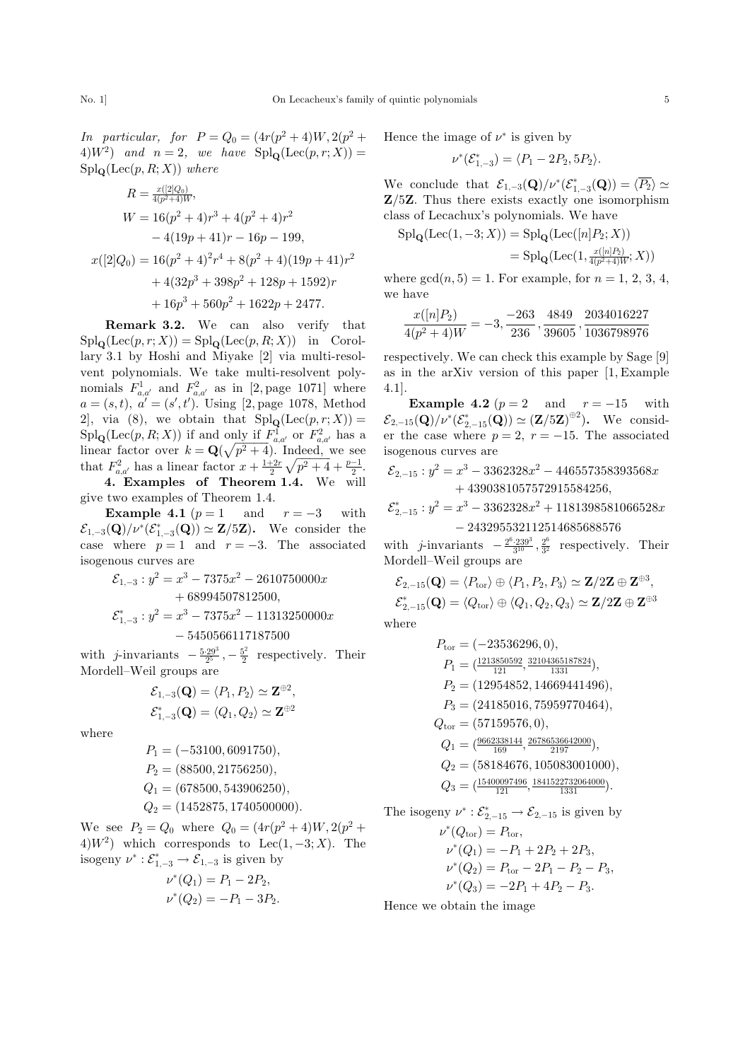*In particular, for* $P = Q_0 = (4r(p^2+4)W, 2(p^2+4)W^2)$ *and* $n = 2$*, we have* $\mathrm{Spl}_{\mathbf{Q}}(\mathrm{Lec}(p,r;X)) = \mathrm{Spl}_{\mathbf{Q}}(\mathrm{Lec}(p,R;X))$ *where*

$$\begin{aligned}
R &= \tfrac{x([2]Q_0)}{4(p^2+4)W},\\
W &= 16(p^2+4)r^3 + 4(p^2+4)r^2\\
&\quad - 4(19p+41)r - 16p - 199,\\
x([2]Q_0) &= 16(p^2+4)^2r^4 + 8(p^2+4)(19p+41)r^2\\
&\quad + 4(32p^3 + 398p^2 + 128p + 1592)r\\
&\quad + 16p^3 + 560p^2 + 1622p + 2477.
\end{aligned}$$

**Remark 3.2.** We can also verify that $\mathrm{Spl}_{\mathbf{Q}}(\mathrm{Lec}(p,r;X)) = \mathrm{Spl}_{\mathbf{Q}}(\mathrm{Lec}(p,R;X))$ in Corollary 3.1 by Hoshi and Miyake [2] via multi-resolvent polynomials. We take multi-resolvent polynomials $F^1_{a,a'}$ and $F^2_{a,a'}$ as in [2, page 1071] where $a = (s,t)$, $a' = (s',t')$. Using [2, page 1078, Method 2], via (8), we obtain that $\mathrm{Spl}_{\mathbf{Q}}(\mathrm{Lec}(p,r;X)) = \mathrm{Spl}_{\mathbf{Q}}(\mathrm{Lec}(p,R;X))$ if and only if $F^1_{a,a'}$ or $F^2_{a,a'}$ has a linear factor over $k = \mathbf{Q}(\sqrt{p^2+4})$. Indeed, we see that $F^2_{a,a'}$ has a linear factor $x + \frac{1+2r}{2}\sqrt{p^2+4} + \frac{p-1}{2}$.

**4. Examples of Theorem 1.4.** We will give two examples of Theorem 1.4.

**Example 4.1** ($p = 1$ and $r = -3$ with $\mathcal{E}_{1,-3}(\mathbf{Q})/\nu^*(\mathcal{E}^*_{1,-3}(\mathbf{Q})) \simeq \mathbf{Z}/5\mathbf{Z}$)**.** We consider the case where $p = 1$ and $r = -3$. The associated isogenous curves are

$$\begin{aligned}
\mathcal{E}_{1,-3} : y^2 &= x^3 - 7375x^2 - 2610750000x\\
&\quad + 68994507812500,\\
\mathcal{E}^*_{1,-3} : y^2 &= x^3 - 7375x^2 - 11313250000x\\
&\quad - 5450566117187500
\end{aligned}$$

with $j$-invariants $-\frac{5\cdot 29^3}{2^5}, -\frac{5^2}{2}$ respectively. Their Mordell–Weil groups are

$$\begin{aligned}
\mathcal{E}_{1,-3}(\mathbf{Q}) &= \langle P_1, P_2\rangle \simeq \mathbf{Z}^{\oplus 2},\\
\mathcal{E}^*_{1,-3}(\mathbf{Q}) &= \langle Q_1, Q_2\rangle \simeq \mathbf{Z}^{\oplus 2}
\end{aligned}$$

where

$$\begin{aligned}
P_1 &= (-53100, 6091750),\\
P_2 &= (88500, 21756250),\\
Q_1 &= (678500, 543906250),\\
Q_2 &= (1452875, 1740500000).
\end{aligned}$$

We see $P_2 = Q_0$ where $Q_0 = (4r(p^2+4)W, 2(p^2+4)W^2)$ which corresponds to $\mathrm{Lec}(1,-3;X)$. The isogeny $\nu^* : \mathcal{E}^*_{1,-3} \to \mathcal{E}_{1,-3}$ is given by

$$\begin{aligned}
\nu^*(Q_1) &= P_1 - 2P_2,\\
\nu^*(Q_2) &= -P_1 - 3P_2.
\end{aligned}$$

Hence the image of $\nu^*$ is given by

$$\nu^*(\mathcal{E}^*_{1,-3}) = \langle P_1 - 2P_2, 5P_2\rangle.$$

We conclude that $\mathcal{E}_{1,-3}(\mathbf{Q})/\nu^*(\mathcal{E}^*_{1,-3}(\mathbf{Q})) = \langle\overline{P_2}\rangle \simeq \mathbf{Z}/5\mathbf{Z}$. Thus there exists exactly one isomorphism class of Lecachux's polynomials. We have

$$\begin{aligned}
\mathrm{Spl}_{\mathbf{Q}}(\mathrm{Lec}(1,-3;X)) &= \mathrm{Spl}_{\mathbf{Q}}(\mathrm{Lec}([n]P_2;X))\\
&= \mathrm{Spl}_{\mathbf{Q}}(\mathrm{Lec}(1, \tfrac{x([n]P_2)}{4(p^2+4)W}; X))
\end{aligned}$$

where $\gcd(n,5) = 1$. For example, for $n = 1, 2, 3, 4$, we have

$$\frac{x([n]P_2)}{4(p^2+4)W} = -3, \frac{-263}{236}, \frac{4849}{39605}, \frac{2034016227}{1036798976}$$

respectively. We can check this example by Sage [9] as in the arXiv version of this paper [1, Example 4.1].

**Example 4.2** ($p = 2$ and $r = -15$ with $\mathcal{E}_{2,-15}(\mathbf{Q})/\nu^*(\mathcal{E}^*_{2,-15}(\mathbf{Q})) \simeq (\mathbf{Z}/5\mathbf{Z})^{\oplus 2}$)**.** We consider the case where $p = 2$, $r = -15$. The associated isogenous curves are

$$\begin{aligned}
\mathcal{E}_{2,-15} : y^2 &= x^3 - 3362328x^2 - 446557358393568x\\
&\quad + 4390381057572915584256,\\
\mathcal{E}^*_{2,-15} : y^2 &= x^3 - 3362328x^2 + 1181398581066528x\\
&\quad - 243295532112514685688576
\end{aligned}$$

with $j$-invariants $-\frac{2^6\cdot 239^3}{3^{10}}, \frac{2^6}{3^2}$ respectively. Their Mordell–Weil groups are

$$\begin{aligned}
\mathcal{E}_{2,-15}(\mathbf{Q}) &= \langle P_{\mathrm{tor}}\rangle \oplus \langle P_1, P_2, P_3\rangle \simeq \mathbf{Z}/2\mathbf{Z} \oplus \mathbf{Z}^{\oplus 3},\\
\mathcal{E}^*_{2,-15}(\mathbf{Q}) &= \langle Q_{\mathrm{tor}}\rangle \oplus \langle Q_1, Q_2, Q_3\rangle \simeq \mathbf{Z}/2\mathbf{Z} \oplus \mathbf{Z}^{\oplus 3}
\end{aligned}$$

where

$$\begin{aligned}
P_{\mathrm{tor}} &= (-23536296, 0),\\
P_1 &= (\tfrac{1213850592}{121}, \tfrac{32104365187824}{1331}),\\
P_2 &= (12954852, 14669441496),\\
P_3 &= (24185016, 75959770464),\\
Q_{\mathrm{tor}} &= (57159576, 0),\\
Q_1 &= (\tfrac{9662338144}{169}, \tfrac{26786536642000}{2197}),\\
Q_2 &= (58184676, 105083001000),\\
Q_3 &= (\tfrac{15400097496}{121}, \tfrac{1841522732064000}{1331}).
\end{aligned}$$

The isogeny $\nu^* : \mathcal{E}^*_{2,-15} \to \mathcal{E}_{2,-15}$ is given by

$$\begin{aligned}
\nu^*(Q_{\mathrm{tor}}) &= P_{\mathrm{tor}},\\
\nu^*(Q_1) &= -P_1 + 2P_2 + 2P_3,\\
\nu^*(Q_2) &= P_{\mathrm{tor}} - 2P_1 - P_2 - P_3,\\
\nu^*(Q_3) &= -2P_1 + 4P_2 - P_3.
\end{aligned}$$

Hence we obtain the image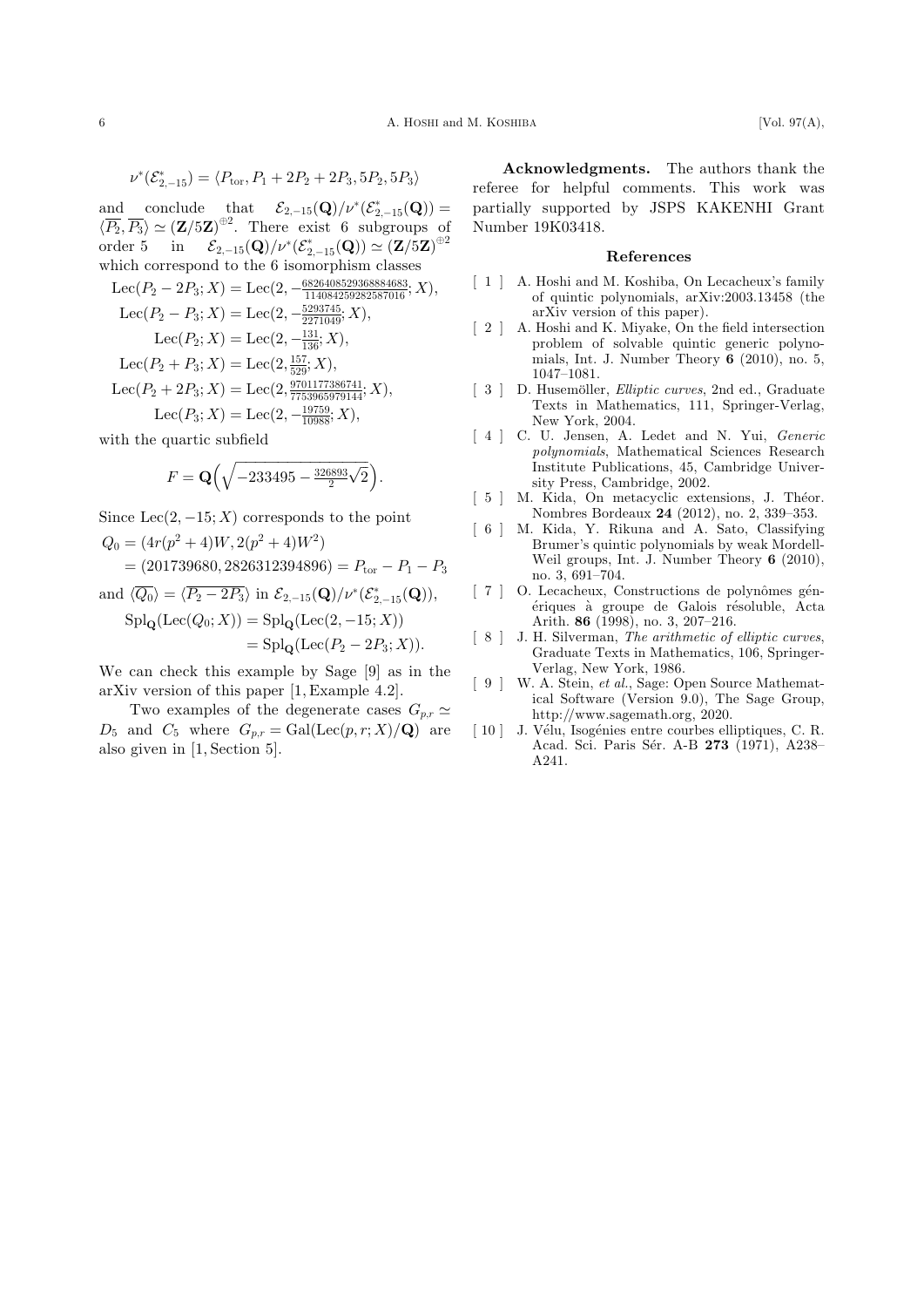$$\nu^*(\mathcal{E}^*_{2,-15}) = \langle P_{\rm tor}, P_1 + 2P_2 + 2P_3, 5P_2, 5P_3\rangle$$

and conclude that $\mathcal{E}_{2,-15}(\mathbf{Q})/\nu^*(\mathcal{E}^*_{2,-15}(\mathbf{Q})) = \langle \overline{P_2}, \overline{P_3}\rangle \simeq (\mathbf{Z}/5\mathbf{Z})^{\oplus 2}$. There exist 6 subgroups of order 5 in $\mathcal{E}_{2,-15}(\mathbf{Q})/\nu^*(\mathcal{E}^*_{2,-15}(\mathbf{Q})) \simeq (\mathbf{Z}/5\mathbf{Z})^{\oplus 2}$ which correspond to the 6 isomorphism classes

$$\begin{aligned}
\mathrm{Lec}(P_2 - 2P_3; X) &= \mathrm{Lec}(2, -\tfrac{6826408529368884683}{114084259282587016}; X),\\
\mathrm{Lec}(P_2 - P_3; X) &= \mathrm{Lec}(2, -\tfrac{5293745}{2271049}; X),\\
\mathrm{Lec}(P_2; X) &= \mathrm{Lec}(2, -\tfrac{131}{136}; X),\\
\mathrm{Lec}(P_2 + P_3; X) &= \mathrm{Lec}(2, \tfrac{157}{529}; X),\\
\mathrm{Lec}(P_2 + 2P_3; X) &= \mathrm{Lec}(2, \tfrac{9701177386741}{7753965979144}; X),\\
\mathrm{Lec}(P_3; X) &= \mathrm{Lec}(2, -\tfrac{19759}{10988}; X),
\end{aligned}$$

with the quartic subfield

$$F = \mathbf{Q}\Big(\sqrt{-233495 - \tfrac{326893}{2}\sqrt{2}}\Big).$$

Since $\mathrm{Lec}(2, -15; X)$ corresponds to the point

$$\begin{aligned}
Q_0 &= (4r(p^2+4)W, 2(p^2+4)W^2)\\
&= (201739680, 2826312394896) = P_{\rm tor} - P_1 - P_3
\end{aligned}$$

and $\langle \overline{Q_0}\rangle = \langle \overline{P_2 - 2P_3}\rangle$ in $\mathcal{E}_{2,-15}(\mathbf{Q})/\nu^*(\mathcal{E}^*_{2,-15}(\mathbf{Q}))$,

$$\begin{aligned}
\mathrm{Spl}_{\mathbf{Q}}(\mathrm{Lec}(Q_0; X)) &= \mathrm{Spl}_{\mathbf{Q}}(\mathrm{Lec}(2, -15; X))\\
&= \mathrm{Spl}_{\mathbf{Q}}(\mathrm{Lec}(P_2 - 2P_3; X)).
\end{aligned}$$

We can check this example by Sage [9] as in the arXiv version of this paper [1, Example 4.2].

Two examples of the degenerate cases $G_{p,r} \simeq D_5$ and $C_5$ where $G_{p,r} = \mathrm{Gal}(\mathrm{Lec}(p, r; X)/\mathbf{Q})$ are also given in [1, Section 5].

**Acknowledgments.** The authors thank the referee for helpful comments. This work was partially supported by JSPS KAKENHI Grant Number 19K03418.

## References

[ 1 ] A. Hoshi and M. Koshiba, On Lecacheux's family of quintic polynomials, arXiv:2003.13458 (the arXiv version of this paper).

[ 2 ] A. Hoshi and K. Miyake, On the field intersection problem of solvable quintic generic polynomials, Int. J. Number Theory **6** (2010), no. 5, 1047–1081.

[ 3 ] D. Husemöller, *Elliptic curves*, 2nd ed., Graduate Texts in Mathematics, 111, Springer-Verlag, New York, 2004.

[ 4 ] C. U. Jensen, A. Ledet and N. Yui, *Generic polynomials*, Mathematical Sciences Research Institute Publications, 45, Cambridge University Press, Cambridge, 2002.

[ 5 ] M. Kida, On metacyclic extensions, J. Théor. Nombres Bordeaux **24** (2012), no. 2, 339–353.

[ 6 ] M. Kida, Y. Rikuna and A. Sato, Classifying Brumer's quintic polynomials by weak Mordell-Weil groups, Int. J. Number Theory **6** (2010), no. 3, 691–704.

[ 7 ] O. Lecacheux, Constructions de polynômes génériques à groupe de Galois résoluble, Acta Arith. **86** (1998), no. 3, 207–216.

[ 8 ] J. H. Silverman, *The arithmetic of elliptic curves*, Graduate Texts in Mathematics, 106, Springer-Verlag, New York, 1986.

[ 9 ] W. A. Stein, *et al.*, Sage: Open Source Mathematical Software (Version 9.0), The Sage Group, http://www.sagemath.org, 2020.

[ 10 ] J. Vélu, Isogénies entre courbes elliptiques, C. R. Acad. Sci. Paris Sér. A-B **273** (1971), A238–A241.